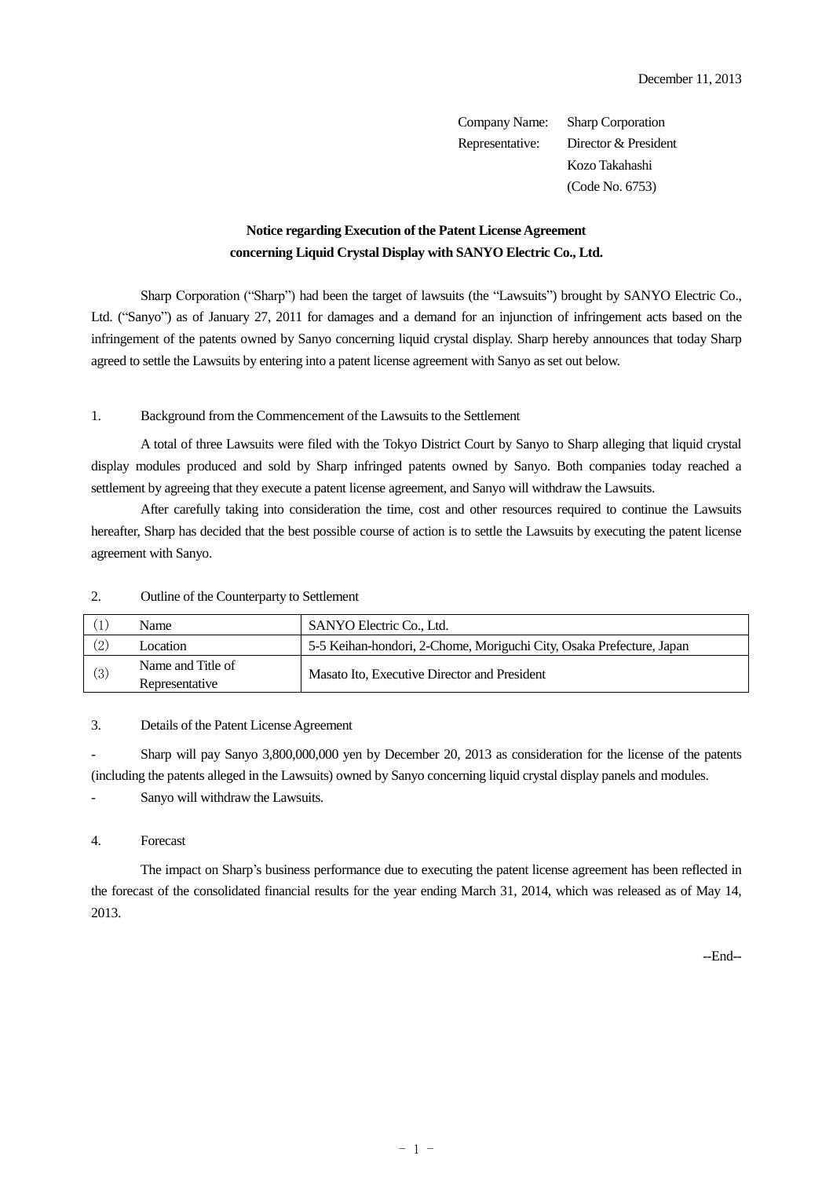December 11, 2013

Company Name: Sharp Corporation
Representative: Director & President
Kozo Takahashi
(Code No. 6753)

**Notice regarding Execution of the Patent License Agreement concerning Liquid Crystal Display with SANYO Electric Co., Ltd.**

Sharp Corporation ("Sharp") had been the target of lawsuits (the "Lawsuits") brought by SANYO Electric Co., Ltd. ("Sanyo") as of January 27, 2011 for damages and a demand for an injunction of infringement acts based on the infringement of the patents owned by Sanyo concerning liquid crystal display. Sharp hereby announces that today Sharp agreed to settle the Lawsuits by entering into a patent license agreement with Sanyo as set out below.

1. Background from the Commencement of the Lawsuits to the Settlement

A total of three Lawsuits were filed with the Tokyo District Court by Sanyo to Sharp alleging that liquid crystal display modules produced and sold by Sharp infringed patents owned by Sanyo. Both companies today reached a settlement by agreeing that they execute a patent license agreement, and Sanyo will withdraw the Lawsuits.

After carefully taking into consideration the time, cost and other resources required to continue the Lawsuits hereafter, Sharp has decided that the best possible course of action is to settle the Lawsuits by executing the patent license agreement with Sanyo.

2. Outline of the Counterparty to Settlement

| | | |
|---|---|---|
| (1) | Name | SANYO Electric Co., Ltd. |
| (2) | Location | 5-5 Keihan-hondori, 2-Chome, Moriguchi City, Osaka Prefecture, Japan |
| (3) | Name and Title of Representative | Masato Ito, Executive Director and President |

3. Details of the Patent License Agreement

- Sharp will pay Sanyo 3,800,000,000 yen by December 20, 2013 as consideration for the license of the patents (including the patents alleged in the Lawsuits) owned by Sanyo concerning liquid crystal display panels and modules.
- Sanyo will withdraw the Lawsuits.

4. Forecast

The impact on Sharp's business performance due to executing the patent license agreement has been reflected in the forecast of the consolidated financial results for the year ending March 31, 2014, which was released as of May 14, 2013.

--End--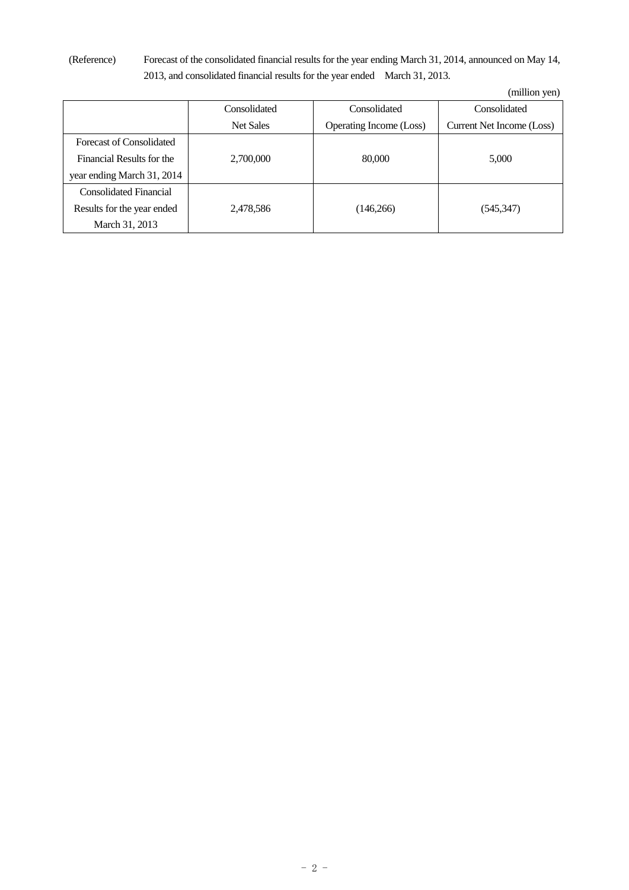(Reference) Forecast of the consolidated financial results for the year ending March 31, 2014, announced on May 14, 2013, and consolidated financial results for the year ended March 31, 2013.

(million yen)

| | Consolidated Net Sales | Consolidated Operating Income (Loss) | Consolidated Current Net Income (Loss) |
|---|---|---|---|
| Forecast of Consolidated Financial Results for the year ending March 31, 2014 | 2,700,000 | 80,000 | 5,000 |
| Consolidated Financial Results for the year ended March 31, 2013 | 2,478,586 | (146,266) | (545,347) |